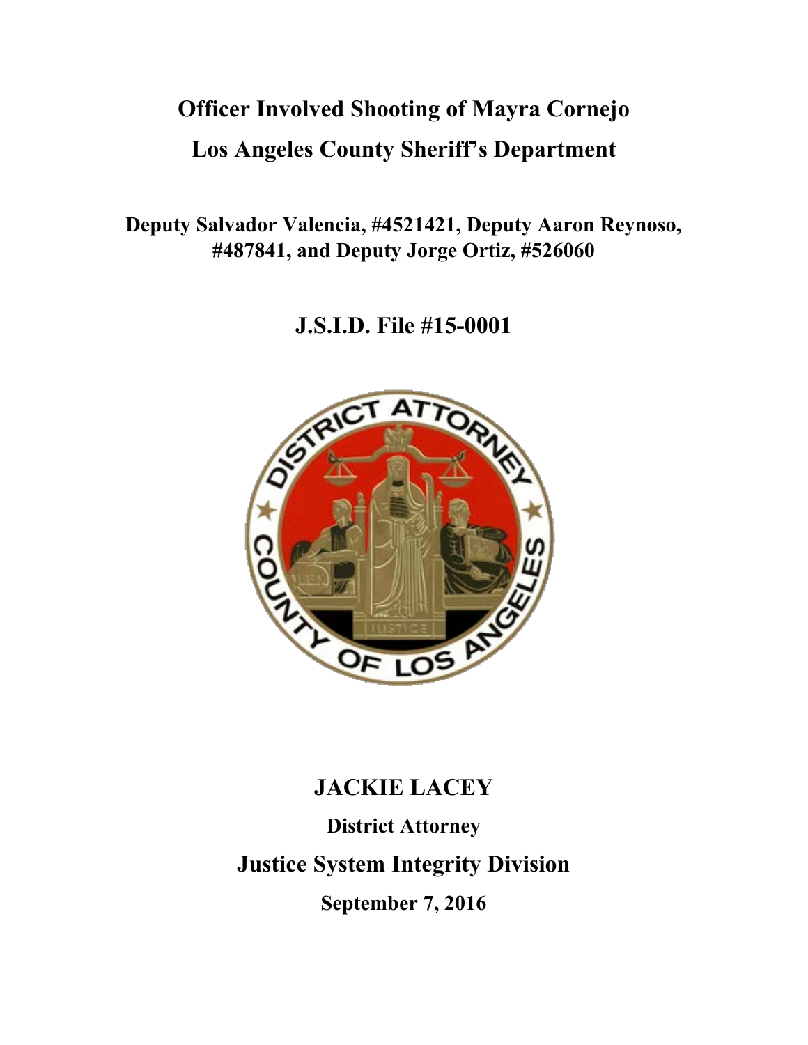# Officer Involved Shooting of Mayra Cornejo

# Los Angeles County Sheriff's Department

**Deputy Salvador Valencia, #4521421, Deputy Aaron Reynoso, #487841, and Deputy Jorge Ortiz, #526060**

## J.S.I.D. File #15-0001

## JACKIE LACEY

**District Attorney**

## Justice System Integrity Division

**September 7, 2016**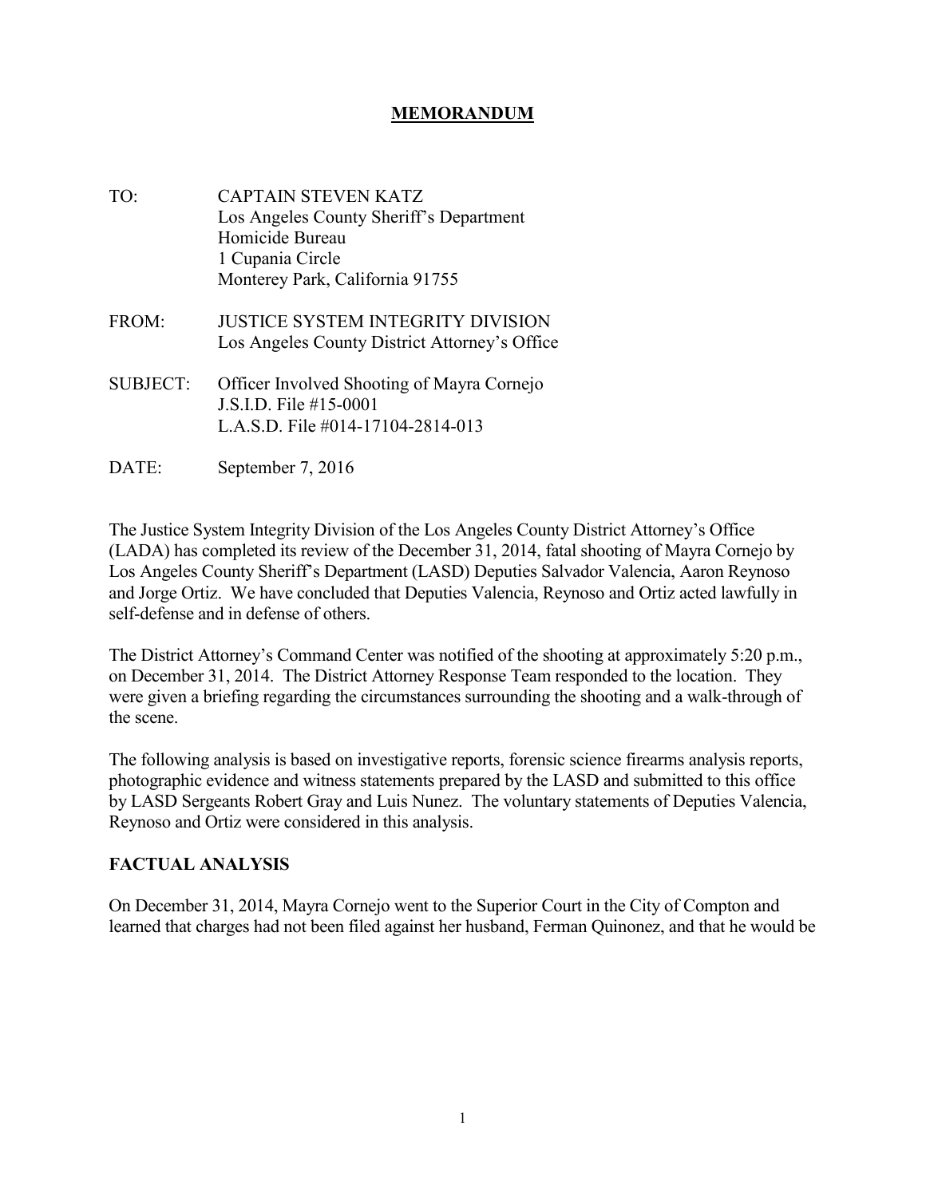# MEMORANDUM

TO: CAPTAIN STEVEN KATZ
Los Angeles County Sheriff's Department
Homicide Bureau
1 Cupania Circle
Monterey Park, California 91755

FROM: JUSTICE SYSTEM INTEGRITY DIVISION
Los Angeles County District Attorney's Office

SUBJECT: Officer Involved Shooting of Mayra Cornejo
J.S.I.D. File #15-0001
L.A.S.D. File #014-17104-2814-013

DATE: September 7, 2016

The Justice System Integrity Division of the Los Angeles County District Attorney's Office (LADA) has completed its review of the December 31, 2014, fatal shooting of Mayra Cornejo by Los Angeles County Sheriff's Department (LASD) Deputies Salvador Valencia, Aaron Reynoso and Jorge Ortiz. We have concluded that Deputies Valencia, Reynoso and Ortiz acted lawfully in self-defense and in defense of others.

The District Attorney's Command Center was notified of the shooting at approximately 5:20 p.m., on December 31, 2014. The District Attorney Response Team responded to the location. They were given a briefing regarding the circumstances surrounding the shooting and a walk-through of the scene.

The following analysis is based on investigative reports, forensic science firearms analysis reports, photographic evidence and witness statements prepared by the LASD and submitted to this office by LASD Sergeants Robert Gray and Luis Nunez. The voluntary statements of Deputies Valencia, Reynoso and Ortiz were considered in this analysis.

## FACTUAL ANALYSIS

On December 31, 2014, Mayra Cornejo went to the Superior Court in the City of Compton and learned that charges had not been filed against her husband, Ferman Quinonez, and that he would be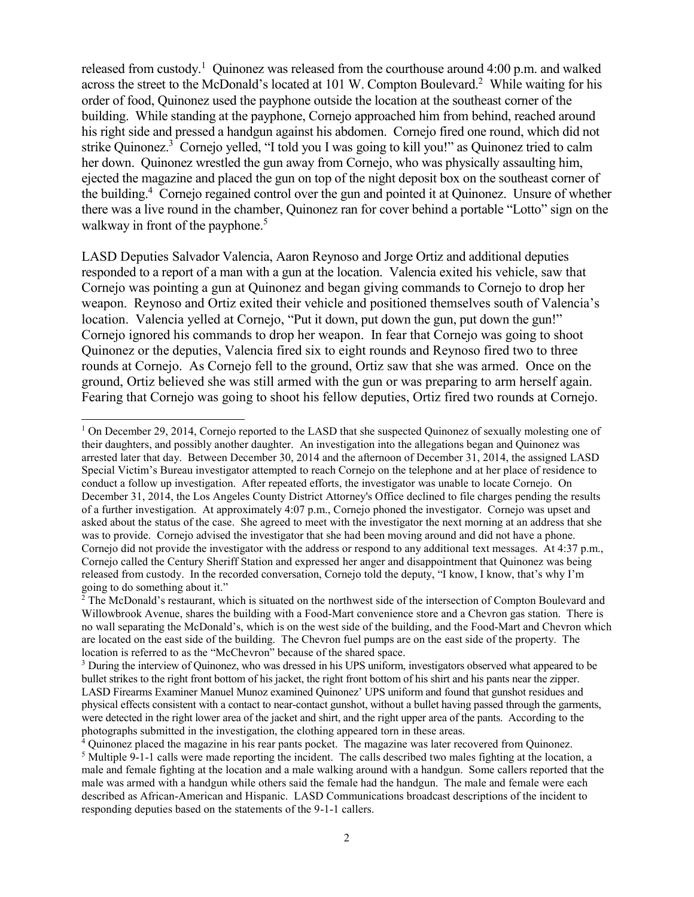released from custody.[1] Quinonez was released from the courthouse around 4:00 p.m. and walked across the street to the McDonald's located at 101 W. Compton Boulevard.[2] While waiting for his order of food, Quinonez used the payphone outside the location at the southeast corner of the building. While standing at the payphone, Cornejo approached him from behind, reached around his right side and pressed a handgun against his abdomen. Cornejo fired one round, which did not strike Quinonez.[3] Cornejo yelled, "I told you I was going to kill you!" as Quinonez tried to calm her down. Quinonez wrestled the gun away from Cornejo, who was physically assaulting him, ejected the magazine and placed the gun on top of the night deposit box on the southeast corner of the building.[4] Cornejo regained control over the gun and pointed it at Quinonez. Unsure of whether there was a live round in the chamber, Quinonez ran for cover behind a portable "Lotto" sign on the walkway in front of the payphone.[5]

LASD Deputies Salvador Valencia, Aaron Reynoso and Jorge Ortiz and additional deputies responded to a report of a man with a gun at the location. Valencia exited his vehicle, saw that Cornejo was pointing a gun at Quinonez and began giving commands to Cornejo to drop her weapon. Reynoso and Ortiz exited their vehicle and positioned themselves south of Valencia's location. Valencia yelled at Cornejo, "Put it down, put down the gun, put down the gun!" Cornejo ignored his commands to drop her weapon. In fear that Cornejo was going to shoot Quinonez or the deputies, Valencia fired six to eight rounds and Reynoso fired two to three rounds at Cornejo. As Cornejo fell to the ground, Ortiz saw that she was armed. Once on the ground, Ortiz believed she was still armed with the gun or was preparing to arm herself again. Fearing that Cornejo was going to shoot his fellow deputies, Ortiz fired two rounds at Cornejo.

---

[1] On December 29, 2014, Cornejo reported to the LASD that she suspected Quinonez of sexually molesting one of their daughters, and possibly another daughter. An investigation into the allegations began and Quinonez was arrested later that day. Between December 30, 2014 and the afternoon of December 31, 2014, the assigned LASD Special Victim's Bureau investigator attempted to reach Cornejo on the telephone and at her place of residence to conduct a follow up investigation. After repeated efforts, the investigator was unable to locate Cornejo. On December 31, 2014, the Los Angeles County District Attorney's Office declined to file charges pending the results of a further investigation. At approximately 4:07 p.m., Cornejo phoned the investigator. Cornejo was upset and asked about the status of the case. She agreed to meet with the investigator the next morning at an address that she was to provide. Cornejo advised the investigator that she had been moving around and did not have a phone. Cornejo did not provide the investigator with the address or respond to any additional text messages. At 4:37 p.m., Cornejo called the Century Sheriff Station and expressed her anger and disappointment that Quinonez was being released from custody. In the recorded conversation, Cornejo told the deputy, "I know, I know, that's why I'm going to do something about it."

[2] The McDonald's restaurant, which is situated on the northwest side of the intersection of Compton Boulevard and Willowbrook Avenue, shares the building with a Food-Mart convenience store and a Chevron gas station. There is no wall separating the McDonald's, which is on the west side of the building, and the Food-Mart and Chevron which are located on the east side of the building. The Chevron fuel pumps are on the east side of the property. The location is referred to as the "McChevron" because of the shared space.

[3] During the interview of Quinonez, who was dressed in his UPS uniform, investigators observed what appeared to be bullet strikes to the right front bottom of his jacket, the right front bottom of his shirt and his pants near the zipper. LASD Firearms Examiner Manuel Munoz examined Quinonez' UPS uniform and found that gunshot residues and physical effects consistent with a contact to near-contact gunshot, without a bullet having passed through the garments, were detected in the right lower area of the jacket and shirt, and the right upper area of the pants. According to the photographs submitted in the investigation, the clothing appeared torn in these areas.

[4] Quinonez placed the magazine in his rear pants pocket. The magazine was later recovered from Quinonez.

[5] Multiple 9-1-1 calls were made reporting the incident. The calls described two males fighting at the location, a male and female fighting at the location and a male walking around with a handgun. Some callers reported that the male was armed with a handgun while others said the female had the handgun. The male and female were each described as African-American and Hispanic. LASD Communications broadcast descriptions of the incident to responding deputies based on the statements of the 9-1-1 callers.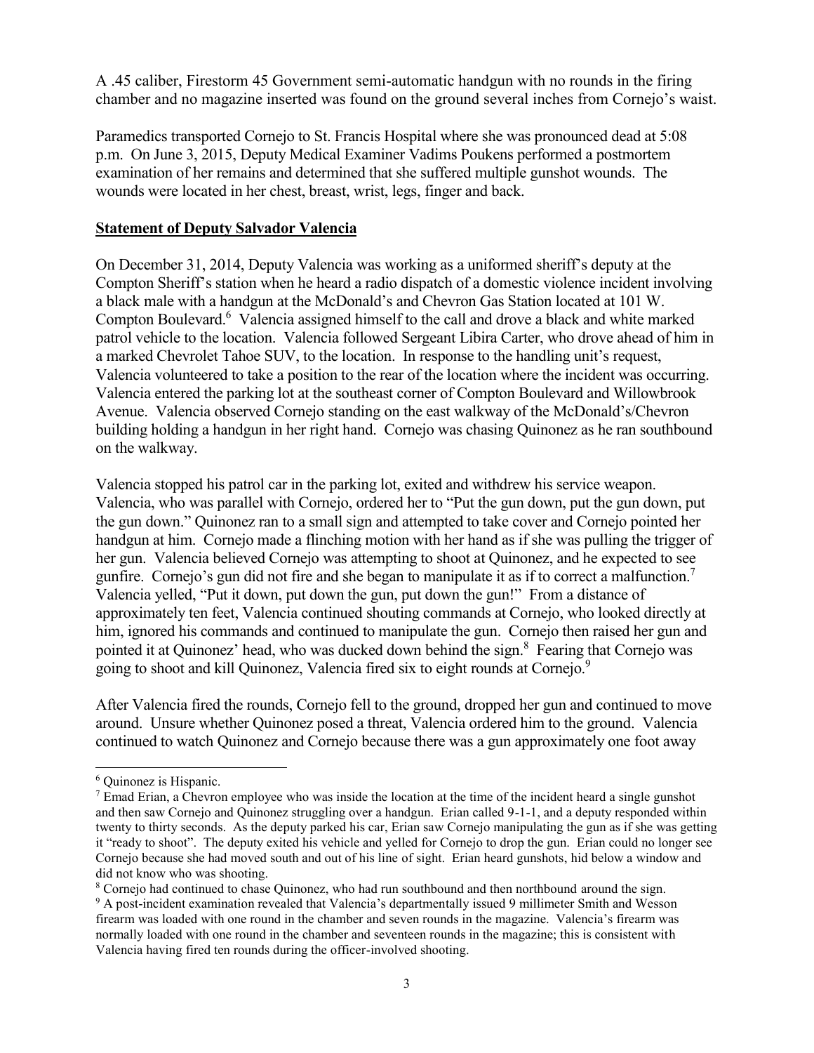A .45 caliber, Firestorm 45 Government semi-automatic handgun with no rounds in the firing chamber and no magazine inserted was found on the ground several inches from Cornejo's waist.

Paramedics transported Cornejo to St. Francis Hospital where she was pronounced dead at 5:08 p.m. On June 3, 2015, Deputy Medical Examiner Vadims Poukens performed a postmortem examination of her remains and determined that she suffered multiple gunshot wounds. The wounds were located in her chest, breast, wrist, legs, finger and back.

**Statement of Deputy Salvador Valencia**

On December 31, 2014, Deputy Valencia was working as a uniformed sheriff's deputy at the Compton Sheriff's station when he heard a radio dispatch of a domestic violence incident involving a black male with a handgun at the McDonald's and Chevron Gas Station located at 101 W. Compton Boulevard.[6] Valencia assigned himself to the call and drove a black and white marked patrol vehicle to the location. Valencia followed Sergeant Libira Carter, who drove ahead of him in a marked Chevrolet Tahoe SUV, to the location. In response to the handling unit's request, Valencia volunteered to take a position to the rear of the location where the incident was occurring. Valencia entered the parking lot at the southeast corner of Compton Boulevard and Willowbrook Avenue. Valencia observed Cornejo standing on the east walkway of the McDonald's/Chevron building holding a handgun in her right hand. Cornejo was chasing Quinonez as he ran southbound on the walkway.

Valencia stopped his patrol car in the parking lot, exited and withdrew his service weapon. Valencia, who was parallel with Cornejo, ordered her to "Put the gun down, put the gun down, put the gun down." Quinonez ran to a small sign and attempted to take cover and Cornejo pointed her handgun at him. Cornejo made a flinching motion with her hand as if she was pulling the trigger of her gun. Valencia believed Cornejo was attempting to shoot at Quinonez, and he expected to see gunfire. Cornejo's gun did not fire and she began to manipulate it as if to correct a malfunction.[7] Valencia yelled, "Put it down, put down the gun, put down the gun!" From a distance of approximately ten feet, Valencia continued shouting commands at Cornejo, who looked directly at him, ignored his commands and continued to manipulate the gun. Cornejo then raised her gun and pointed it at Quinonez' head, who was ducked down behind the sign.[8] Fearing that Cornejo was going to shoot and kill Quinonez, Valencia fired six to eight rounds at Cornejo.[9]

After Valencia fired the rounds, Cornejo fell to the ground, dropped her gun and continued to move around. Unsure whether Quinonez posed a threat, Valencia ordered him to the ground. Valencia continued to watch Quinonez and Cornejo because there was a gun approximately one foot away

---

[6] Quinonez is Hispanic.

[7] Emad Erian, a Chevron employee who was inside the location at the time of the incident heard a single gunshot and then saw Cornejo and Quinonez struggling over a handgun. Erian called 9-1-1, and a deputy responded within twenty to thirty seconds. As the deputy parked his car, Erian saw Cornejo manipulating the gun as if she was getting it "ready to shoot". The deputy exited his vehicle and yelled for Cornejo to drop the gun. Erian could no longer see Cornejo because she had moved south and out of his line of sight. Erian heard gunshots, hid below a window and did not know who was shooting.

[8] Cornejo had continued to chase Quinonez, who had run southbound and then northbound around the sign.

[9] A post-incident examination revealed that Valencia's departmentally issued 9 millimeter Smith and Wesson firearm was loaded with one round in the chamber and seven rounds in the magazine. Valencia's firearm was normally loaded with one round in the chamber and seventeen rounds in the magazine; this is consistent with Valencia having fired ten rounds during the officer-involved shooting.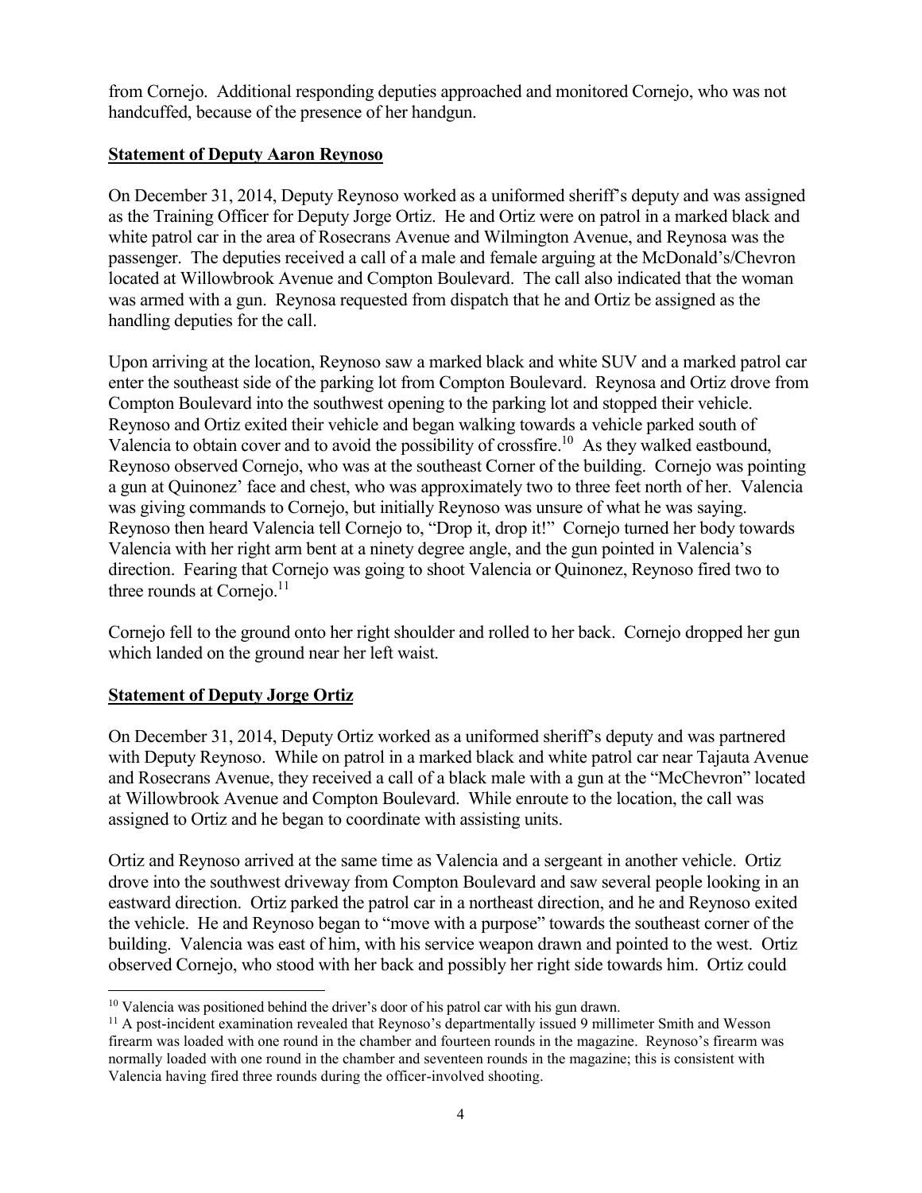from Cornejo. Additional responding deputies approached and monitored Cornejo, who was not handcuffed, because of the presence of her handgun.

**Statement of Deputy Aaron Reynoso**

On December 31, 2014, Deputy Reynoso worked as a uniformed sheriff's deputy and was assigned as the Training Officer for Deputy Jorge Ortiz. He and Ortiz were on patrol in a marked black and white patrol car in the area of Rosecrans Avenue and Wilmington Avenue, and Reynosa was the passenger. The deputies received a call of a male and female arguing at the McDonald's/Chevron located at Willowbrook Avenue and Compton Boulevard. The call also indicated that the woman was armed with a gun. Reynosa requested from dispatch that he and Ortiz be assigned as the handling deputies for the call.

Upon arriving at the location, Reynoso saw a marked black and white SUV and a marked patrol car enter the southeast side of the parking lot from Compton Boulevard. Reynosa and Ortiz drove from Compton Boulevard into the southwest opening to the parking lot and stopped their vehicle. Reynoso and Ortiz exited their vehicle and began walking towards a vehicle parked south of Valencia to obtain cover and to avoid the possibility of crossfire.[10] As they walked eastbound, Reynoso observed Cornejo, who was at the southeast Corner of the building. Cornejo was pointing a gun at Quinonez' face and chest, who was approximately two to three feet north of her. Valencia was giving commands to Cornejo, but initially Reynoso was unsure of what he was saying. Reynoso then heard Valencia tell Cornejo to, "Drop it, drop it!" Cornejo turned her body towards Valencia with her right arm bent at a ninety degree angle, and the gun pointed in Valencia's direction. Fearing that Cornejo was going to shoot Valencia or Quinonez, Reynoso fired two to three rounds at Cornejo.[11]

Cornejo fell to the ground onto her right shoulder and rolled to her back. Cornejo dropped her gun which landed on the ground near her left waist.

**Statement of Deputy Jorge Ortiz**

On December 31, 2014, Deputy Ortiz worked as a uniformed sheriff's deputy and was partnered with Deputy Reynoso. While on patrol in a marked black and white patrol car near Tajauta Avenue and Rosecrans Avenue, they received a call of a black male with a gun at the "McChevron" located at Willowbrook Avenue and Compton Boulevard. While enroute to the location, the call was assigned to Ortiz and he began to coordinate with assisting units.

Ortiz and Reynoso arrived at the same time as Valencia and a sergeant in another vehicle. Ortiz drove into the southwest driveway from Compton Boulevard and saw several people looking in an eastward direction. Ortiz parked the patrol car in a northeast direction, and he and Reynoso exited the vehicle. He and Reynoso began to "move with a purpose" towards the southeast corner of the building. Valencia was east of him, with his service weapon drawn and pointed to the west. Ortiz observed Cornejo, who stood with her back and possibly her right side towards him. Ortiz could

---

[10] Valencia was positioned behind the driver's door of his patrol car with his gun drawn.

[11] A post-incident examination revealed that Reynoso's departmentally issued 9 millimeter Smith and Wesson firearm was loaded with one round in the chamber and fourteen rounds in the magazine. Reynoso's firearm was normally loaded with one round in the chamber and seventeen rounds in the magazine; this is consistent with Valencia having fired three rounds during the officer-involved shooting.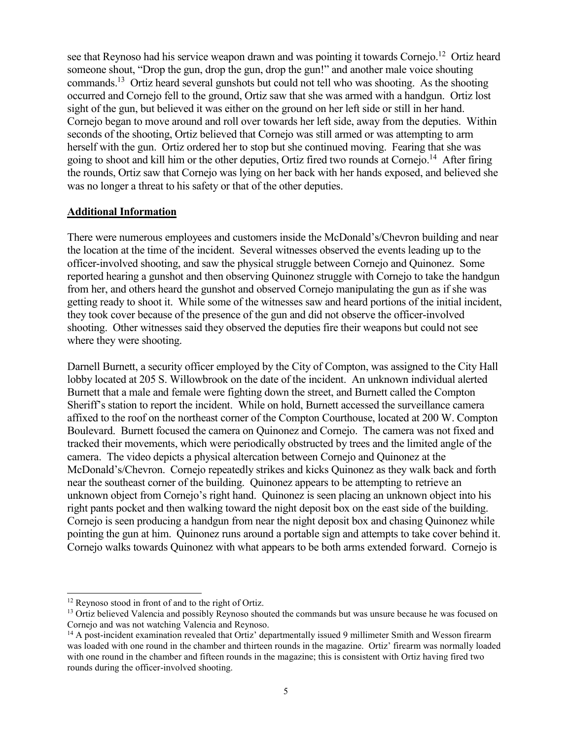see that Reynoso had his service weapon drawn and was pointing it towards Cornejo.[12] Ortiz heard someone shout, "Drop the gun, drop the gun, drop the gun!" and another male voice shouting commands.[13] Ortiz heard several gunshots but could not tell who was shooting. As the shooting occurred and Cornejo fell to the ground, Ortiz saw that she was armed with a handgun. Ortiz lost sight of the gun, but believed it was either on the ground on her left side or still in her hand. Cornejo began to move around and roll over towards her left side, away from the deputies. Within seconds of the shooting, Ortiz believed that Cornejo was still armed or was attempting to arm herself with the gun. Ortiz ordered her to stop but she continued moving. Fearing that she was going to shoot and kill him or the other deputies, Ortiz fired two rounds at Cornejo.[14] After firing the rounds, Ortiz saw that Cornejo was lying on her back with her hands exposed, and believed she was no longer a threat to his safety or that of the other deputies.

## Additional Information

There were numerous employees and customers inside the McDonald's/Chevron building and near the location at the time of the incident. Several witnesses observed the events leading up to the officer-involved shooting, and saw the physical struggle between Cornejo and Quinonez. Some reported hearing a gunshot and then observing Quinonez struggle with Cornejo to take the handgun from her, and others heard the gunshot and observed Cornejo manipulating the gun as if she was getting ready to shoot it. While some of the witnesses saw and heard portions of the initial incident, they took cover because of the presence of the gun and did not observe the officer-involved shooting. Other witnesses said they observed the deputies fire their weapons but could not see where they were shooting.

Darnell Burnett, a security officer employed by the City of Compton, was assigned to the City Hall lobby located at 205 S. Willowbrook on the date of the incident. An unknown individual alerted Burnett that a male and female were fighting down the street, and Burnett called the Compton Sheriff's station to report the incident. While on hold, Burnett accessed the surveillance camera affixed to the roof on the northeast corner of the Compton Courthouse, located at 200 W. Compton Boulevard. Burnett focused the camera on Quinonez and Cornejo. The camera was not fixed and tracked their movements, which were periodically obstructed by trees and the limited angle of the camera. The video depicts a physical altercation between Cornejo and Quinonez at the McDonald's/Chevron. Cornejo repeatedly strikes and kicks Quinonez as they walk back and forth near the southeast corner of the building. Quinonez appears to be attempting to retrieve an unknown object from Cornejo's right hand. Quinonez is seen placing an unknown object into his right pants pocket and then walking toward the night deposit box on the east side of the building. Cornejo is seen producing a handgun from near the night deposit box and chasing Quinonez while pointing the gun at him. Quinonez runs around a portable sign and attempts to take cover behind it. Cornejo walks towards Quinonez with what appears to be both arms extended forward. Cornejo is

---

[12] Reynoso stood in front of and to the right of Ortiz.

[13] Ortiz believed Valencia and possibly Reynoso shouted the commands but was unsure because he was focused on Cornejo and was not watching Valencia and Reynoso.

[14] A post-incident examination revealed that Ortiz' departmentally issued 9 millimeter Smith and Wesson firearm was loaded with one round in the chamber and thirteen rounds in the magazine. Ortiz' firearm was normally loaded with one round in the chamber and fifteen rounds in the magazine; this is consistent with Ortiz having fired two rounds during the officer-involved shooting.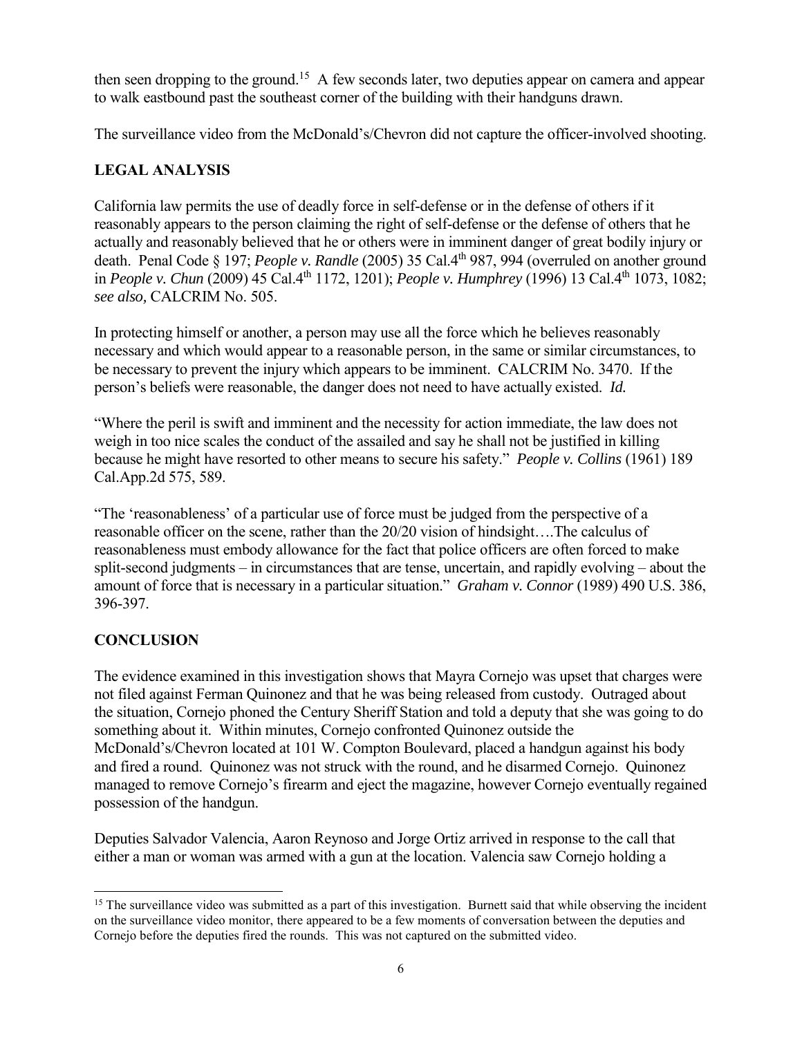then seen dropping to the ground.[15] A few seconds later, two deputies appear on camera and appear to walk eastbound past the southeast corner of the building with their handguns drawn.

The surveillance video from the McDonald's/Chevron did not capture the officer-involved shooting.

## LEGAL ANALYSIS

California law permits the use of deadly force in self-defense or in the defense of others if it reasonably appears to the person claiming the right of self-defense or the defense of others that he actually and reasonably believed that he or others were in imminent danger of great bodily injury or death. Penal Code § 197; *People v. Randle* (2005) 35 Cal.4th 987, 994 (overruled on another ground in *People v. Chun* (2009) 45 Cal.4th 1172, 1201); *People v. Humphrey* (1996) 13 Cal.4th 1073, 1082; *see also,* CALCRIM No. 505.

In protecting himself or another, a person may use all the force which he believes reasonably necessary and which would appear to a reasonable person, in the same or similar circumstances, to be necessary to prevent the injury which appears to be imminent. CALCRIM No. 3470. If the person's beliefs were reasonable, the danger does not need to have actually existed. *Id.*

"Where the peril is swift and imminent and the necessity for action immediate, the law does not weigh in too nice scales the conduct of the assailed and say he shall not be justified in killing because he might have resorted to other means to secure his safety." *People v. Collins* (1961) 189 Cal.App.2d 575, 589.

"The 'reasonableness' of a particular use of force must be judged from the perspective of a reasonable officer on the scene, rather than the 20/20 vision of hindsight….The calculus of reasonableness must embody allowance for the fact that police officers are often forced to make split-second judgments – in circumstances that are tense, uncertain, and rapidly evolving – about the amount of force that is necessary in a particular situation." *Graham v. Connor* (1989) 490 U.S. 386, 396-397.

## CONCLUSION

The evidence examined in this investigation shows that Mayra Cornejo was upset that charges were not filed against Ferman Quinonez and that he was being released from custody. Outraged about the situation, Cornejo phoned the Century Sheriff Station and told a deputy that she was going to do something about it. Within minutes, Cornejo confronted Quinonez outside the McDonald's/Chevron located at 101 W. Compton Boulevard, placed a handgun against his body and fired a round. Quinonez was not struck with the round, and he disarmed Cornejo. Quinonez managed to remove Cornejo's firearm and eject the magazine, however Cornejo eventually regained possession of the handgun.

Deputies Salvador Valencia, Aaron Reynoso and Jorge Ortiz arrived in response to the call that either a man or woman was armed with a gun at the location. Valencia saw Cornejo holding a

---

[15] The surveillance video was submitted as a part of this investigation. Burnett said that while observing the incident on the surveillance video monitor, there appeared to be a few moments of conversation between the deputies and Cornejo before the deputies fired the rounds. This was not captured on the submitted video.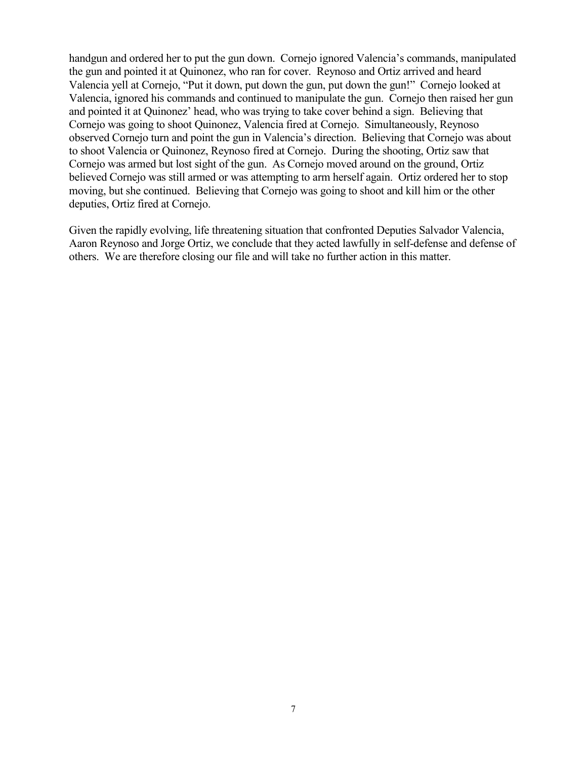handgun and ordered her to put the gun down. Cornejo ignored Valencia's commands, manipulated the gun and pointed it at Quinonez, who ran for cover. Reynoso and Ortiz arrived and heard Valencia yell at Cornejo, "Put it down, put down the gun, put down the gun!" Cornejo looked at Valencia, ignored his commands and continued to manipulate the gun. Cornejo then raised her gun and pointed it at Quinonez' head, who was trying to take cover behind a sign. Believing that Cornejo was going to shoot Quinonez, Valencia fired at Cornejo. Simultaneously, Reynoso observed Cornejo turn and point the gun in Valencia's direction. Believing that Cornejo was about to shoot Valencia or Quinonez, Reynoso fired at Cornejo. During the shooting, Ortiz saw that Cornejo was armed but lost sight of the gun. As Cornejo moved around on the ground, Ortiz believed Cornejo was still armed or was attempting to arm herself again. Ortiz ordered her to stop moving, but she continued. Believing that Cornejo was going to shoot and kill him or the other deputies, Ortiz fired at Cornejo.

Given the rapidly evolving, life threatening situation that confronted Deputies Salvador Valencia, Aaron Reynoso and Jorge Ortiz, we conclude that they acted lawfully in self-defense and defense of others. We are therefore closing our file and will take no further action in this matter.